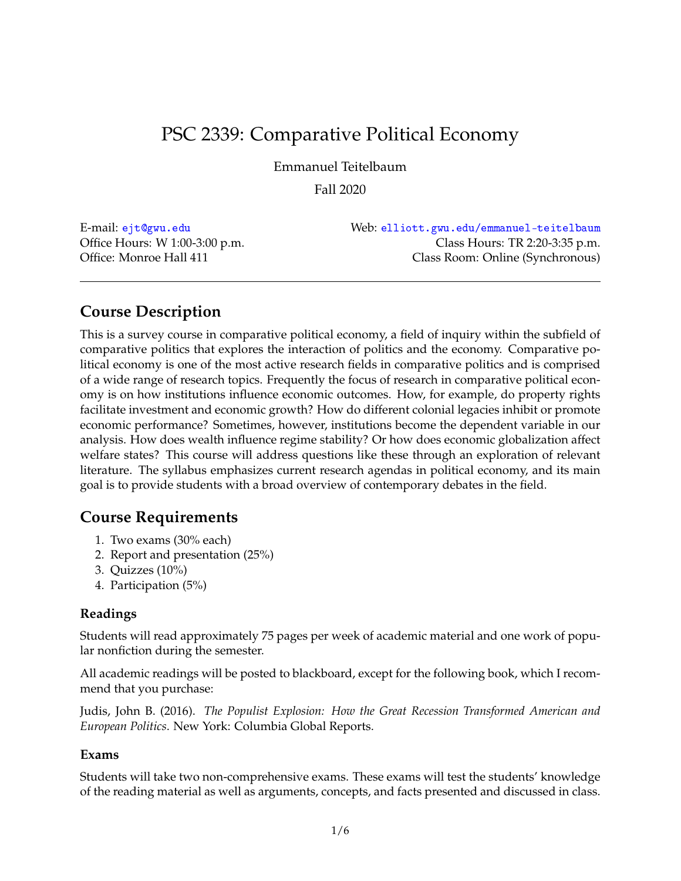# PSC 2339: Comparative Political Economy

Emmanuel Teitelbaum

Fall 2020

E-mail: ejt@gwu.edu
Office Hours: W 1:00-3:00 p.m.
Office: Monroe Hall 411

Web: elliott.gwu.edu/emmanuel-teitelbaum
Class Hours: TR 2:20-3:35 p.m.
Class Room: Online (Synchronous)

---

## Course Description

This is a survey course in comparative political economy, a field of inquiry within the subfield of comparative politics that explores the interaction of politics and the economy. Comparative political economy is one of the most active research fields in comparative politics and is comprised of a wide range of research topics. Frequently the focus of research in comparative political economy is on how institutions influence economic outcomes. How, for example, do property rights facilitate investment and economic growth? How do different colonial legacies inhibit or promote economic performance? Sometimes, however, institutions become the dependent variable in our analysis. How does wealth influence regime stability? Or how does economic globalization affect welfare states? This course will address questions like these through an exploration of relevant literature. The syllabus emphasizes current research agendas in political economy, and its main goal is to provide students with a broad overview of contemporary debates in the field.

## Course Requirements

1. Two exams (30% each)
2. Report and presentation (25%)
3. Quizzes (10%)
4. Participation (5%)

### Readings

Students will read approximately 75 pages per week of academic material and one work of popular nonfiction during the semester.

All academic readings will be posted to blackboard, except for the following book, which I recommend that you purchase:

Judis, John B. (2016). *The Populist Explosion: How the Great Recession Transformed American and European Politics*. New York: Columbia Global Reports.

### Exams

Students will take two non-comprehensive exams. These exams will test the students' knowledge of the reading material as well as arguments, concepts, and facts presented and discussed in class.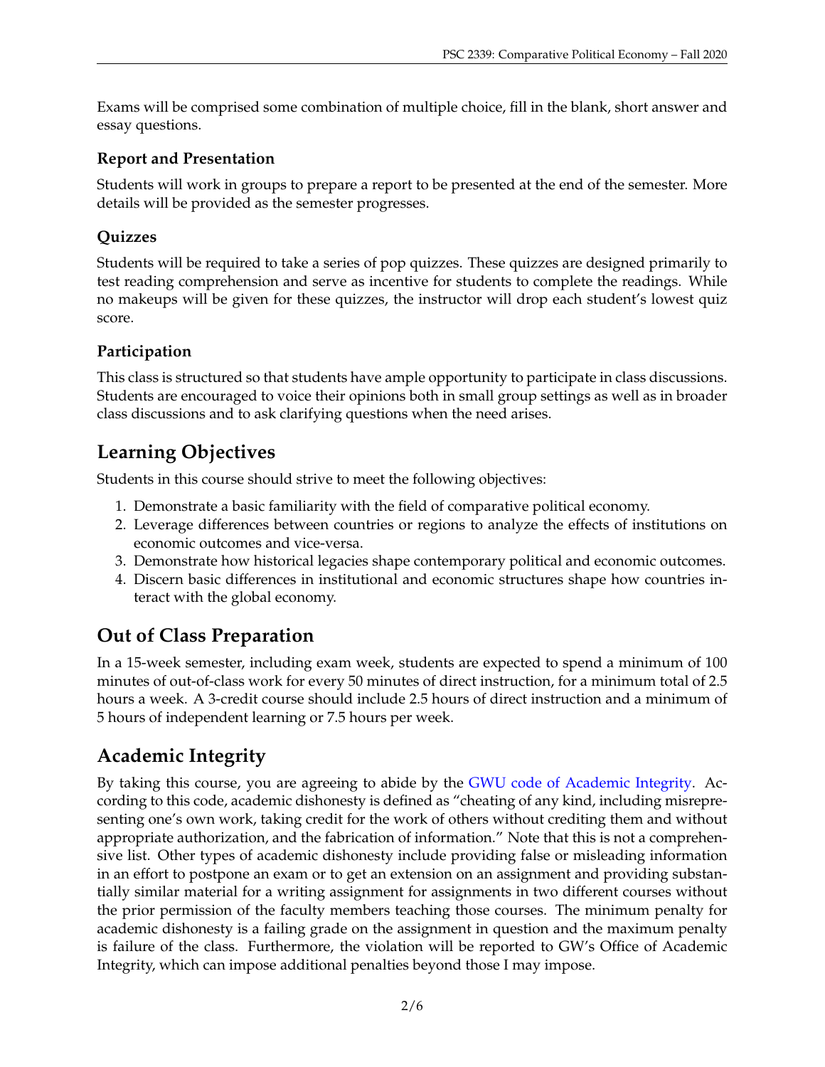Exams will be comprised some combination of multiple choice, fill in the blank, short answer and essay questions.

### Report and Presentation

Students will work in groups to prepare a report to be presented at the end of the semester. More details will be provided as the semester progresses.

### Quizzes

Students will be required to take a series of pop quizzes. These quizzes are designed primarily to test reading comprehension and serve as incentive for students to complete the readings. While no makeups will be given for these quizzes, the instructor will drop each student's lowest quiz score.

### Participation

This class is structured so that students have ample opportunity to participate in class discussions. Students are encouraged to voice their opinions both in small group settings as well as in broader class discussions and to ask clarifying questions when the need arises.

## Learning Objectives

Students in this course should strive to meet the following objectives:

1. Demonstrate a basic familiarity with the field of comparative political economy.
2. Leverage differences between countries or regions to analyze the effects of institutions on economic outcomes and vice-versa.
3. Demonstrate how historical legacies shape contemporary political and economic outcomes.
4. Discern basic differences in institutional and economic structures shape how countries interact with the global economy.

## Out of Class Preparation

In a 15-week semester, including exam week, students are expected to spend a minimum of 100 minutes of out-of-class work for every 50 minutes of direct instruction, for a minimum total of 2.5 hours a week. A 3-credit course should include 2.5 hours of direct instruction and a minimum of 5 hours of independent learning or 7.5 hours per week.

## Academic Integrity

By taking this course, you are agreeing to abide by the GWU code of Academic Integrity. According to this code, academic dishonesty is defined as "cheating of any kind, including misrepresenting one's own work, taking credit for the work of others without crediting them and without appropriate authorization, and the fabrication of information." Note that this is not a comprehensive list. Other types of academic dishonesty include providing false or misleading information in an effort to postpone an exam or to get an extension on an assignment and providing substantially similar material for a writing assignment for assignments in two different courses without the prior permission of the faculty members teaching those courses. The minimum penalty for academic dishonesty is a failing grade on the assignment in question and the maximum penalty is failure of the class. Furthermore, the violation will be reported to GW's Office of Academic Integrity, which can impose additional penalties beyond those I may impose.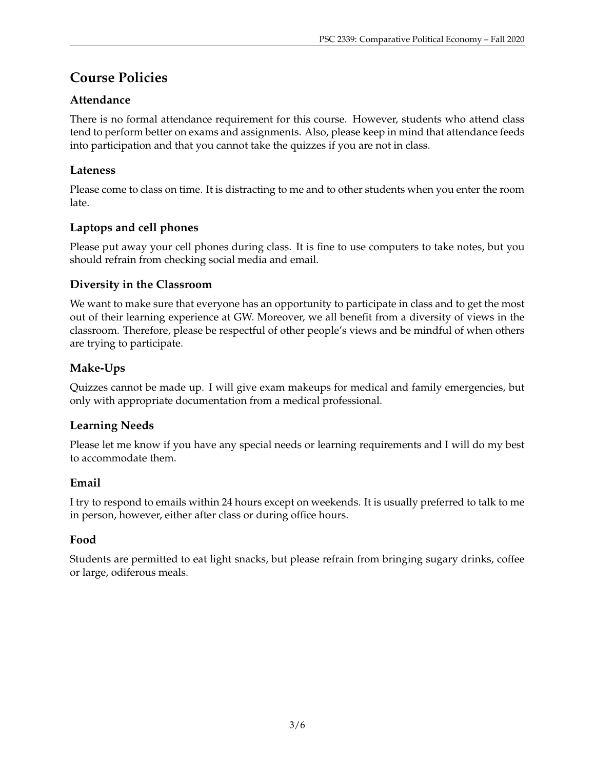# Course Policies

## Attendance

There is no formal attendance requirement for this course. However, students who attend class tend to perform better on exams and assignments. Also, please keep in mind that attendance feeds into participation and that you cannot take the quizzes if you are not in class.

## Lateness

Please come to class on time. It is distracting to me and to other students when you enter the room late.

## Laptops and cell phones

Please put away your cell phones during class. It is fine to use computers to take notes, but you should refrain from checking social media and email.

## Diversity in the Classroom

We want to make sure that everyone has an opportunity to participate in class and to get the most out of their learning experience at GW. Moreover, we all benefit from a diversity of views in the classroom. Therefore, please be respectful of other people's views and be mindful of when others are trying to participate.

## Make-Ups

Quizzes cannot be made up. I will give exam makeups for medical and family emergencies, but only with appropriate documentation from a medical professional.

## Learning Needs

Please let me know if you have any special needs or learning requirements and I will do my best to accommodate them.

## Email

I try to respond to emails within 24 hours except on weekends. It is usually preferred to talk to me in person, however, either after class or during office hours.

## Food

Students are permitted to eat light snacks, but please refrain from bringing sugary drinks, coffee or large, odiferous meals.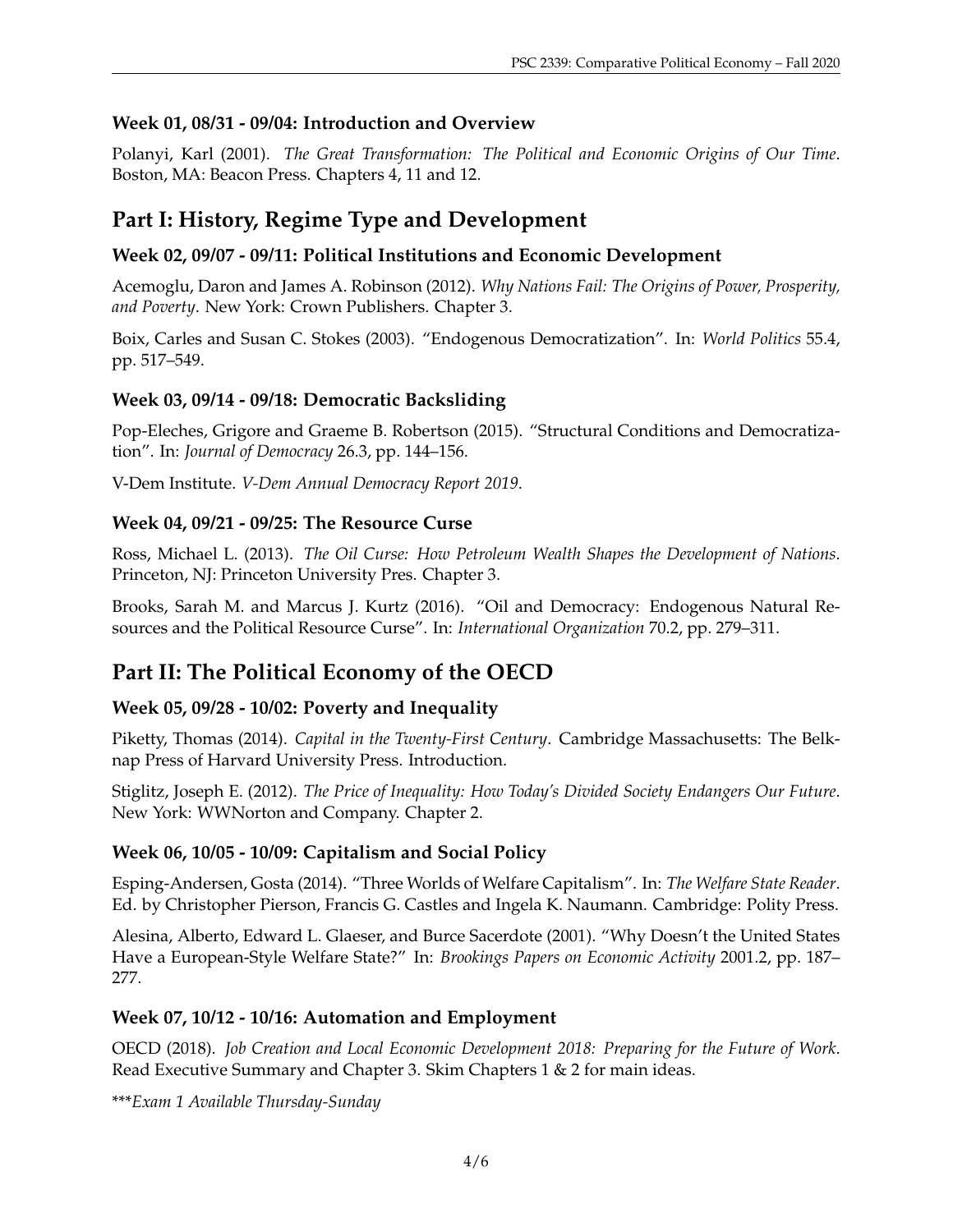### Week 01, 08/31 - 09/04: Introduction and Overview

Polanyi, Karl (2001). *The Great Transformation: The Political and Economic Origins of Our Time*. Boston, MA: Beacon Press. Chapters 4, 11 and 12.

## Part I: History, Regime Type and Development

### Week 02, 09/07 - 09/11: Political Institutions and Economic Development

Acemoglu, Daron and James A. Robinson (2012). *Why Nations Fail: The Origins of Power, Prosperity, and Poverty*. New York: Crown Publishers. Chapter 3.

Boix, Carles and Susan C. Stokes (2003). "Endogenous Democratization". In: *World Politics* 55.4, pp. 517–549.

### Week 03, 09/14 - 09/18: Democratic Backsliding

Pop-Eleches, Grigore and Graeme B. Robertson (2015). "Structural Conditions and Democratization". In: *Journal of Democracy* 26.3, pp. 144–156.

V-Dem Institute. *V-Dem Annual Democracy Report 2019*.

### Week 04, 09/21 - 09/25: The Resource Curse

Ross, Michael L. (2013). *The Oil Curse: How Petroleum Wealth Shapes the Development of Nations*. Princeton, NJ: Princeton University Pres. Chapter 3.

Brooks, Sarah M. and Marcus J. Kurtz (2016). "Oil and Democracy: Endogenous Natural Resources and the Political Resource Curse". In: *International Organization* 70.2, pp. 279–311.

## Part II: The Political Economy of the OECD

### Week 05, 09/28 - 10/02: Poverty and Inequality

Piketty, Thomas (2014). *Capital in the Twenty-First Century*. Cambridge Massachusetts: The Belknap Press of Harvard University Press. Introduction.

Stiglitz, Joseph E. (2012). *The Price of Inequality: How Today's Divided Society Endangers Our Future*. New York: WWNorton and Company. Chapter 2.

### Week 06, 10/05 - 10/09: Capitalism and Social Policy

Esping-Andersen, Gosta (2014). "Three Worlds of Welfare Capitalism". In: *The Welfare State Reader*. Ed. by Christopher Pierson, Francis G. Castles and Ingela K. Naumann. Cambridge: Polity Press.

Alesina, Alberto, Edward L. Glaeser, and Burce Sacerdote (2001). "Why Doesn't the United States Have a European-Style Welfare State?" In: *Brookings Papers on Economic Activity* 2001.2, pp. 187–277.

### Week 07, 10/12 - 10/16: Automation and Employment

OECD (2018). *Job Creation and Local Economic Development 2018: Preparing for the Future of Work*. Read Executive Summary and Chapter 3. Skim Chapters 1 & 2 for main ideas.

****Exam 1 Available Thursday-Sunday*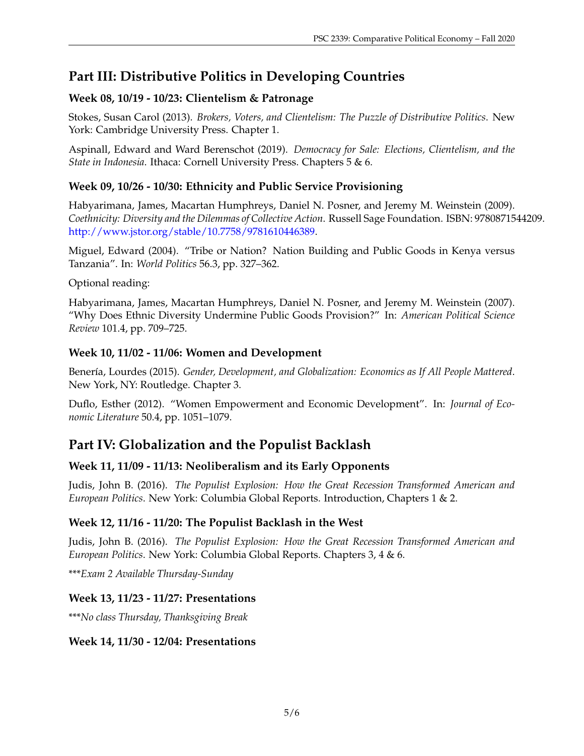## Part III: Distributive Politics in Developing Countries

### Week 08, 10/19 - 10/23: Clientelism & Patronage

Stokes, Susan Carol (2013). *Brokers, Voters, and Clientelism: The Puzzle of Distributive Politics*. New York: Cambridge University Press. Chapter 1.

Aspinall, Edward and Ward Berenschot (2019). *Democracy for Sale: Elections, Clientelism, and the State in Indonesia*. Ithaca: Cornell University Press. Chapters 5 & 6.

### Week 09, 10/26 - 10/30: Ethnicity and Public Service Provisioning

Habyarimana, James, Macartan Humphreys, Daniel N. Posner, and Jeremy M. Weinstein (2009). *Coethnicity: Diversity and the Dilemmas of Collective Action*. Russell Sage Foundation. ISBN: 9780871544209. http://www.jstor.org/stable/10.7758/9781610446389.

Miguel, Edward (2004). "Tribe or Nation? Nation Building and Public Goods in Kenya versus Tanzania". In: *World Politics* 56.3, pp. 327–362.

Optional reading:

Habyarimana, James, Macartan Humphreys, Daniel N. Posner, and Jeremy M. Weinstein (2007). "Why Does Ethnic Diversity Undermine Public Goods Provision?" In: *American Political Science Review* 101.4, pp. 709–725.

### Week 10, 11/02 - 11/06: Women and Development

Benería, Lourdes (2015). *Gender, Development, and Globalization: Economics as If All People Mattered*. New York, NY: Routledge. Chapter 3.

Duflo, Esther (2012). "Women Empowerment and Economic Development". In: *Journal of Economic Literature* 50.4, pp. 1051–1079.

## Part IV: Globalization and the Populist Backlash

### Week 11, 11/09 - 11/13: Neoliberalism and its Early Opponents

Judis, John B. (2016). *The Populist Explosion: How the Great Recession Transformed American and European Politics*. New York: Columbia Global Reports. Introduction, Chapters 1 & 2.

### Week 12, 11/16 - 11/20: The Populist Backlash in the West

Judis, John B. (2016). *The Populist Explosion: How the Great Recession Transformed American and European Politics*. New York: Columbia Global Reports. Chapters 3, 4 & 6.

****Exam 2 Available Thursday-Sunday*

### Week 13, 11/23 - 11/27: Presentations

****No class Thursday, Thanksgiving Break*

### Week 14, 11/30 - 12/04: Presentations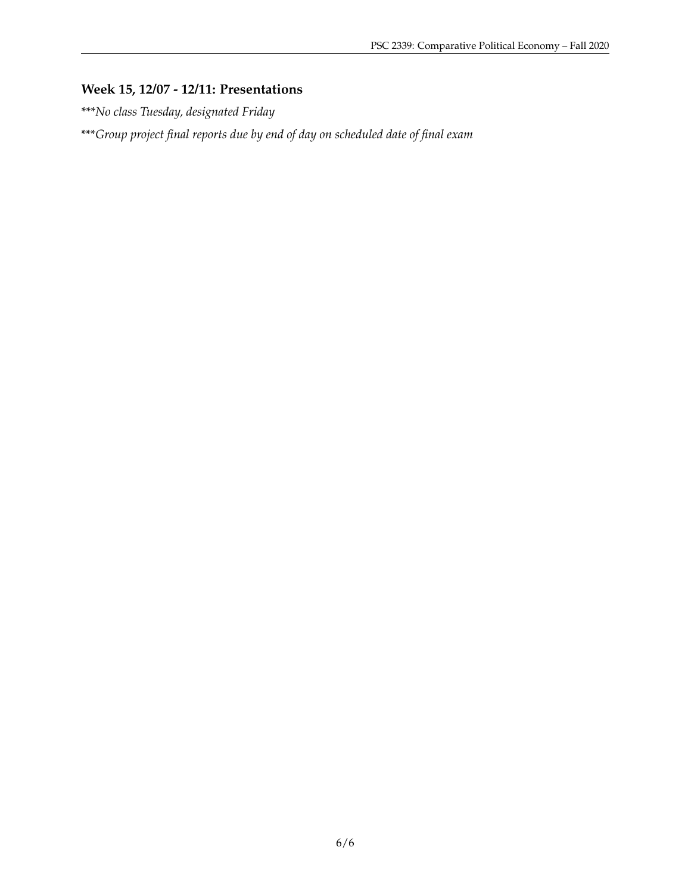### Week 15, 12/07 - 12/11: Presentations

****No class Tuesday, designated Friday*

****Group project final reports due by end of day on scheduled date of final exam*